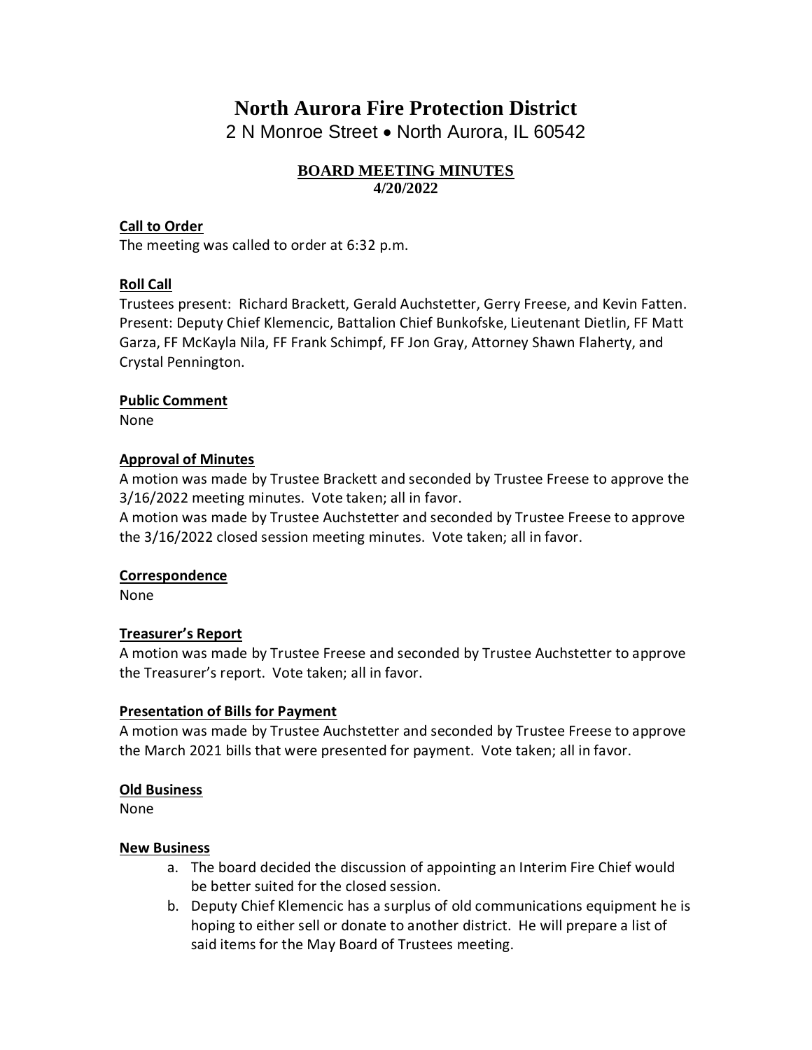# North Aurora Fire Protection District

2 N Monroe Street • North Aurora, IL 60542

## BOARD MEETING MINUTES

**4/20/2022**

### Call to Order

The meeting was called to order at 6:32 p.m.

### Roll Call

Trustees present: Richard Brackett, Gerald Auchstetter, Gerry Freese, and Kevin Fatten.
Present: Deputy Chief Klemencic, Battalion Chief Bunkofske, Lieutenant Dietlin, FF Matt Garza, FF McKayla Nila, FF Frank Schimpf, FF Jon Gray, Attorney Shawn Flaherty, and Crystal Pennington.

### Public Comment

None

### Approval of Minutes

A motion was made by Trustee Brackett and seconded by Trustee Freese to approve the 3/16/2022 meeting minutes. Vote taken; all in favor.
A motion was made by Trustee Auchstetter and seconded by Trustee Freese to approve the 3/16/2022 closed session meeting minutes. Vote taken; all in favor.

### Correspondence

None

### Treasurer's Report

A motion was made by Trustee Freese and seconded by Trustee Auchstetter to approve the Treasurer's report. Vote taken; all in favor.

### Presentation of Bills for Payment

A motion was made by Trustee Auchstetter and seconded by Trustee Freese to approve the March 2021 bills that were presented for payment. Vote taken; all in favor.

### Old Business

None

### New Business

a. The board decided the discussion of appointing an Interim Fire Chief would be better suited for the closed session.
b. Deputy Chief Klemencic has a surplus of old communications equipment he is hoping to either sell or donate to another district. He will prepare a list of said items for the May Board of Trustees meeting.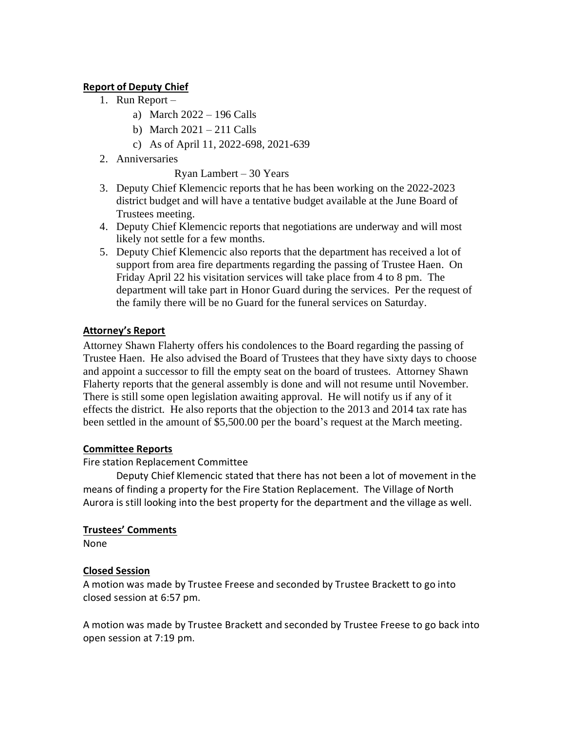**Report of Deputy Chief**

1. Run Report –
   a) March 2022 – 196 Calls
   b) March 2021 – 211 Calls
   c) As of April 11, 2022-698, 2021-639
2. Anniversaries

   Ryan Lambert – 30 Years
3. Deputy Chief Klemencic reports that he has been working on the 2022-2023 district budget and will have a tentative budget available at the June Board of Trustees meeting.
4. Deputy Chief Klemencic reports that negotiations are underway and will most likely not settle for a few months.
5. Deputy Chief Klemencic also reports that the department has received a lot of support from area fire departments regarding the passing of Trustee Haen. On Friday April 22 his visitation services will take place from 4 to 8 pm. The department will take part in Honor Guard during the services. Per the request of the family there will be no Guard for the funeral services on Saturday.

**Attorney's Report**

Attorney Shawn Flaherty offers his condolences to the Board regarding the passing of Trustee Haen. He also advised the Board of Trustees that they have sixty days to choose and appoint a successor to fill the empty seat on the board of trustees. Attorney Shawn Flaherty reports that the general assembly is done and will not resume until November. There is still some open legislation awaiting approval. He will notify us if any of it effects the district. He also reports that the objection to the 2013 and 2014 tax rate has been settled in the amount of $5,500.00 per the board's request at the March meeting.

**Committee Reports**

Fire station Replacement Committee

Deputy Chief Klemencic stated that there has not been a lot of movement in the means of finding a property for the Fire Station Replacement. The Village of North Aurora is still looking into the best property for the department and the village as well.

**Trustees' Comments**

None

**Closed Session**

A motion was made by Trustee Freese and seconded by Trustee Brackett to go into closed session at 6:57 pm.

A motion was made by Trustee Brackett and seconded by Trustee Freese to go back into open session at 7:19 pm.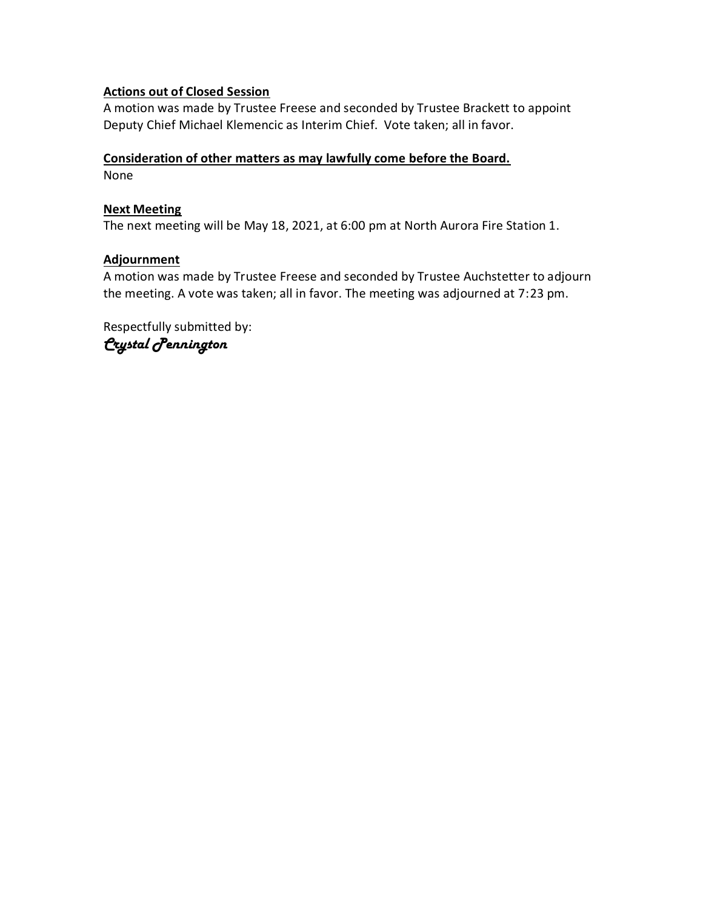**Actions out of Closed Session**

A motion was made by Trustee Freese and seconded by Trustee Brackett to appoint Deputy Chief Michael Klemencic as Interim Chief. Vote taken; all in favor.

**Consideration of other matters as may lawfully come before the Board.**

None

**Next Meeting**

The next meeting will be May 18, 2021, at 6:00 pm at North Aurora Fire Station 1.

**Adjournment**

A motion was made by Trustee Freese and seconded by Trustee Auchstetter to adjourn the meeting. A vote was taken; all in favor. The meeting was adjourned at 7:23 pm.

Respectfully submitted by:

*Crystal Pennington*